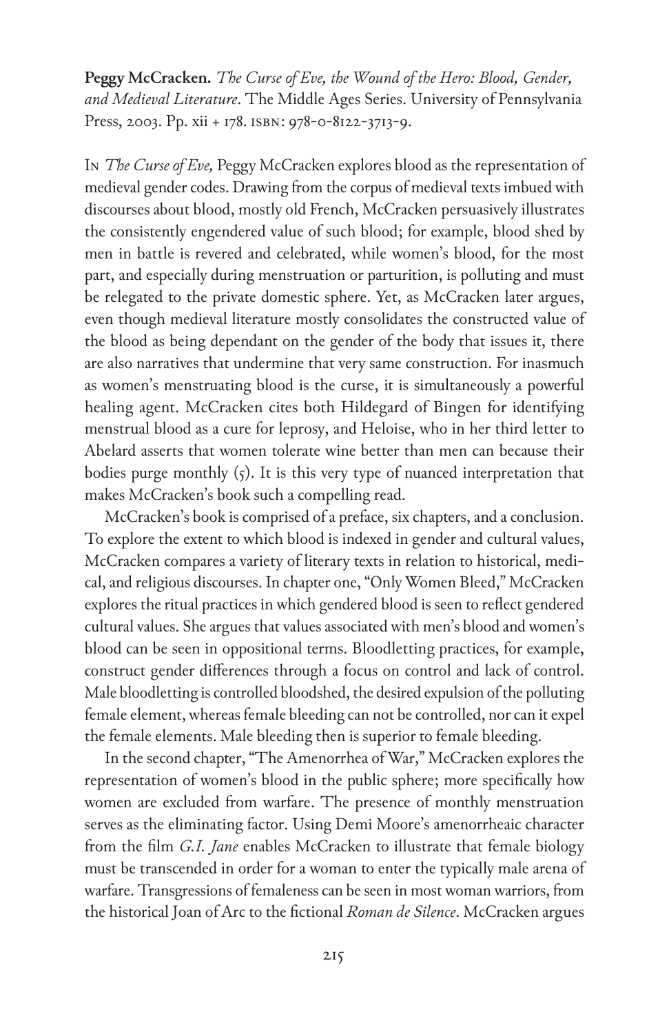**Peggy McCracken.** *The Curse of Eve, the Wound of the Hero: Blood, Gender, and Medieval Literature*. The Middle Ages Series. University of Pennsylvania Press, 2003. Pp. xii + 178. ISBN: 978-0-8122-3713-9.

In *The Curse of Eve,* Peggy McCracken explores blood as the representation of medieval gender codes. Drawing from the corpus of medieval texts imbued with discourses about blood, mostly old French, McCracken persuasively illustrates the consistently engendered value of such blood; for example, blood shed by men in battle is revered and celebrated, while women's blood, for the most part, and especially during menstruation or parturition, is polluting and must be relegated to the private domestic sphere. Yet, as McCracken later argues, even though medieval literature mostly consolidates the constructed value of the blood as being dependant on the gender of the body that issues it, there are also narratives that undermine that very same construction. For inasmuch as women's menstruating blood is the curse, it is simultaneously a powerful healing agent. McCracken cites both Hildegard of Bingen for identifying menstrual blood as a cure for leprosy, and Heloise, who in her third letter to Abelard asserts that women tolerate wine better than men can because their bodies purge monthly (5). It is this very type of nuanced interpretation that makes McCracken's book such a compelling read.

McCracken's book is comprised of a preface, six chapters, and a conclusion. To explore the extent to which blood is indexed in gender and cultural values, McCracken compares a variety of literary texts in relation to historical, medical, and religious discourses. In chapter one, "Only Women Bleed," McCracken explores the ritual practices in which gendered blood is seen to reflect gendered cultural values. She argues that values associated with men's blood and women's blood can be seen in oppositional terms. Bloodletting practices, for example, construct gender differences through a focus on control and lack of control. Male bloodletting is controlled bloodshed, the desired expulsion of the polluting female element, whereas female bleeding can not be controlled, nor can it expel the female elements. Male bleeding then is superior to female bleeding.

In the second chapter, "The Amenorrhea of War," McCracken explores the representation of women's blood in the public sphere; more specifically how women are excluded from warfare. The presence of monthly menstruation serves as the eliminating factor. Using Demi Moore's amenorrheaic character from the film *G.I. Jane* enables McCracken to illustrate that female biology must be transcended in order for a woman to enter the typically male arena of warfare. Transgressions of femaleness can be seen in most woman warriors, from the historical Joan of Arc to the fictional *Roman de Silence*. McCracken argues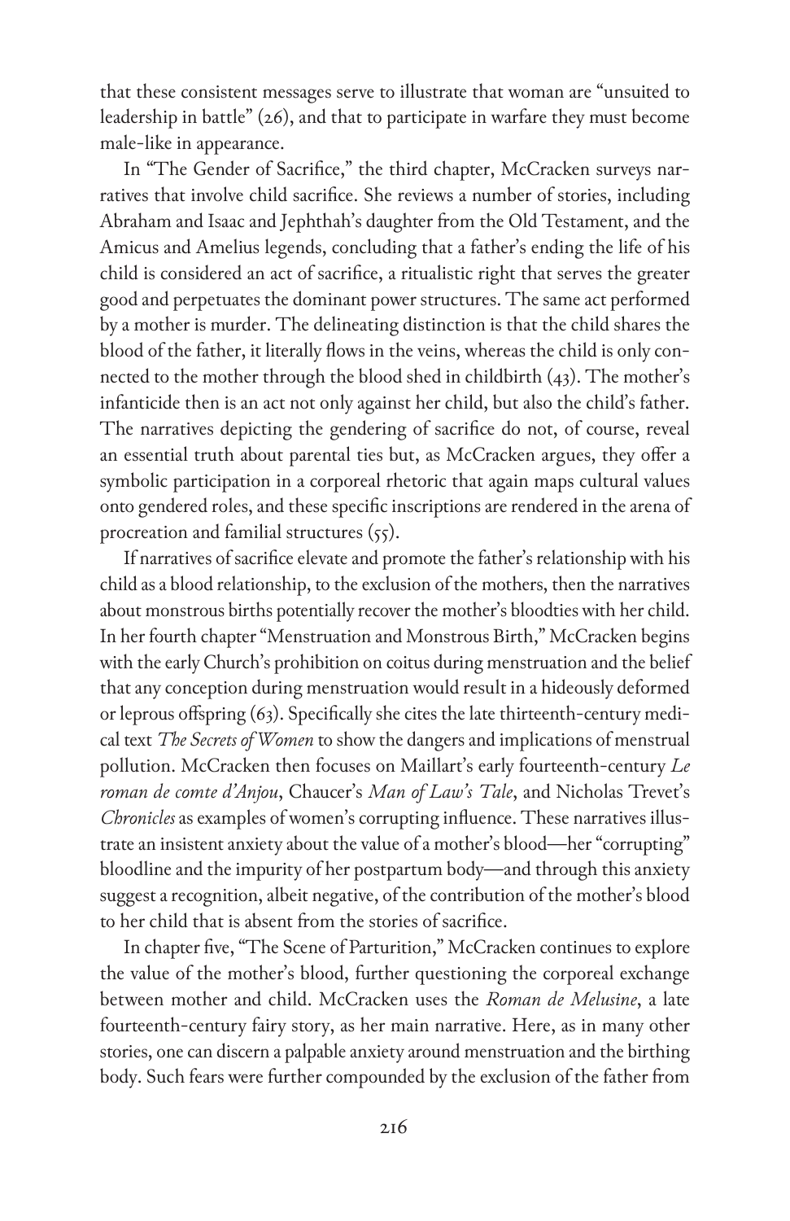that these consistent messages serve to illustrate that woman are "unsuited to leadership in battle" (26), and that to participate in warfare they must become male-like in appearance.

In "The Gender of Sacrifice," the third chapter, McCracken surveys narratives that involve child sacrifice. She reviews a number of stories, including Abraham and Isaac and Jephthah's daughter from the Old Testament, and the Amicus and Amelius legends, concluding that a father's ending the life of his child is considered an act of sacrifice, a ritualistic right that serves the greater good and perpetuates the dominant power structures. The same act performed by a mother is murder. The delineating distinction is that the child shares the blood of the father, it literally flows in the veins, whereas the child is only connected to the mother through the blood shed in childbirth (43). The mother's infanticide then is an act not only against her child, but also the child's father. The narratives depicting the gendering of sacrifice do not, of course, reveal an essential truth about parental ties but, as McCracken argues, they offer a symbolic participation in a corporeal rhetoric that again maps cultural values onto gendered roles, and these specific inscriptions are rendered in the arena of procreation and familial structures (55).

If narratives of sacrifice elevate and promote the father's relationship with his child as a blood relationship, to the exclusion of the mothers, then the narratives about monstrous births potentially recover the mother's bloodties with her child. In her fourth chapter "Menstruation and Monstrous Birth," McCracken begins with the early Church's prohibition on coitus during menstruation and the belief that any conception during menstruation would result in a hideously deformed or leprous offspring (63). Specifically she cites the late thirteenth-century medical text *The Secrets of Women* to show the dangers and implications of menstrual pollution. McCracken then focuses on Maillart's early fourteenth-century *Le roman de comte d'Anjou*, Chaucer's *Man of Law's Tale*, and Nicholas Trevet's *Chronicles* as examples of women's corrupting influence. These narratives illustrate an insistent anxiety about the value of a mother's blood—her "corrupting" bloodline and the impurity of her postpartum body—and through this anxiety suggest a recognition, albeit negative, of the contribution of the mother's blood to her child that is absent from the stories of sacrifice.

In chapter five, "The Scene of Parturition," McCracken continues to explore the value of the mother's blood, further questioning the corporeal exchange between mother and child. McCracken uses the *Roman de Melusine*, a late fourteenth-century fairy story, as her main narrative. Here, as in many other stories, one can discern a palpable anxiety around menstruation and the birthing body. Such fears were further compounded by the exclusion of the father from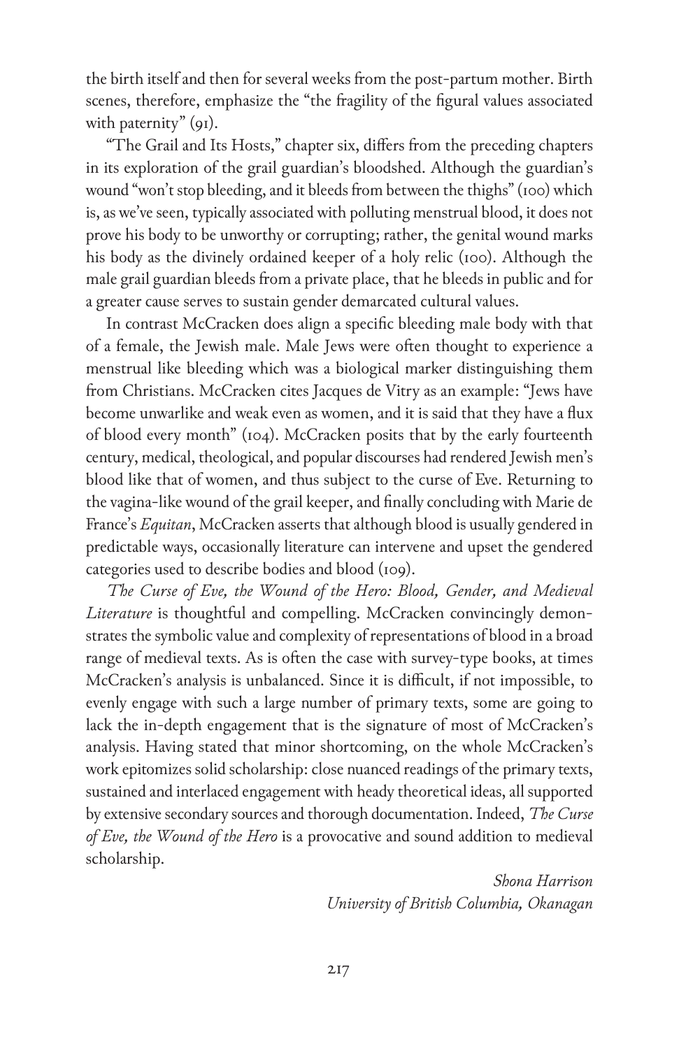the birth itself and then for several weeks from the post-partum mother. Birth scenes, therefore, emphasize the "the fragility of the figural values associated with paternity" (91).

"The Grail and Its Hosts," chapter six, differs from the preceding chapters in its exploration of the grail guardian's bloodshed. Although the guardian's wound "won't stop bleeding, and it bleeds from between the thighs" (100) which is, as we've seen, typically associated with polluting menstrual blood, it does not prove his body to be unworthy or corrupting; rather, the genital wound marks his body as the divinely ordained keeper of a holy relic (100). Although the male grail guardian bleeds from a private place, that he bleeds in public and for a greater cause serves to sustain gender demarcated cultural values.

In contrast McCracken does align a specific bleeding male body with that of a female, the Jewish male. Male Jews were often thought to experience a menstrual like bleeding which was a biological marker distinguishing them from Christians. McCracken cites Jacques de Vitry as an example: "Jews have become unwarlike and weak even as women, and it is said that they have a flux of blood every month" (104). McCracken posits that by the early fourteenth century, medical, theological, and popular discourses had rendered Jewish men's blood like that of women, and thus subject to the curse of Eve. Returning to the vagina-like wound of the grail keeper, and finally concluding with Marie de France's *Equitan*, McCracken asserts that although blood is usually gendered in predictable ways, occasionally literature can intervene and upset the gendered categories used to describe bodies and blood (109).

*The Curse of Eve, the Wound of the Hero: Blood, Gender, and Medieval Literature* is thoughtful and compelling. McCracken convincingly demonstrates the symbolic value and complexity of representations of blood in a broad range of medieval texts. As is often the case with survey-type books, at times McCracken's analysis is unbalanced. Since it is difficult, if not impossible, to evenly engage with such a large number of primary texts, some are going to lack the in-depth engagement that is the signature of most of McCracken's analysis. Having stated that minor shortcoming, on the whole McCracken's work epitomizes solid scholarship: close nuanced readings of the primary texts, sustained and interlaced engagement with heady theoretical ideas, all supported by extensive secondary sources and thorough documentation. Indeed, *The Curse of Eve, the Wound of the Hero* is a provocative and sound addition to medieval scholarship.

*Shona Harrison*
*University of British Columbia, Okanagan*